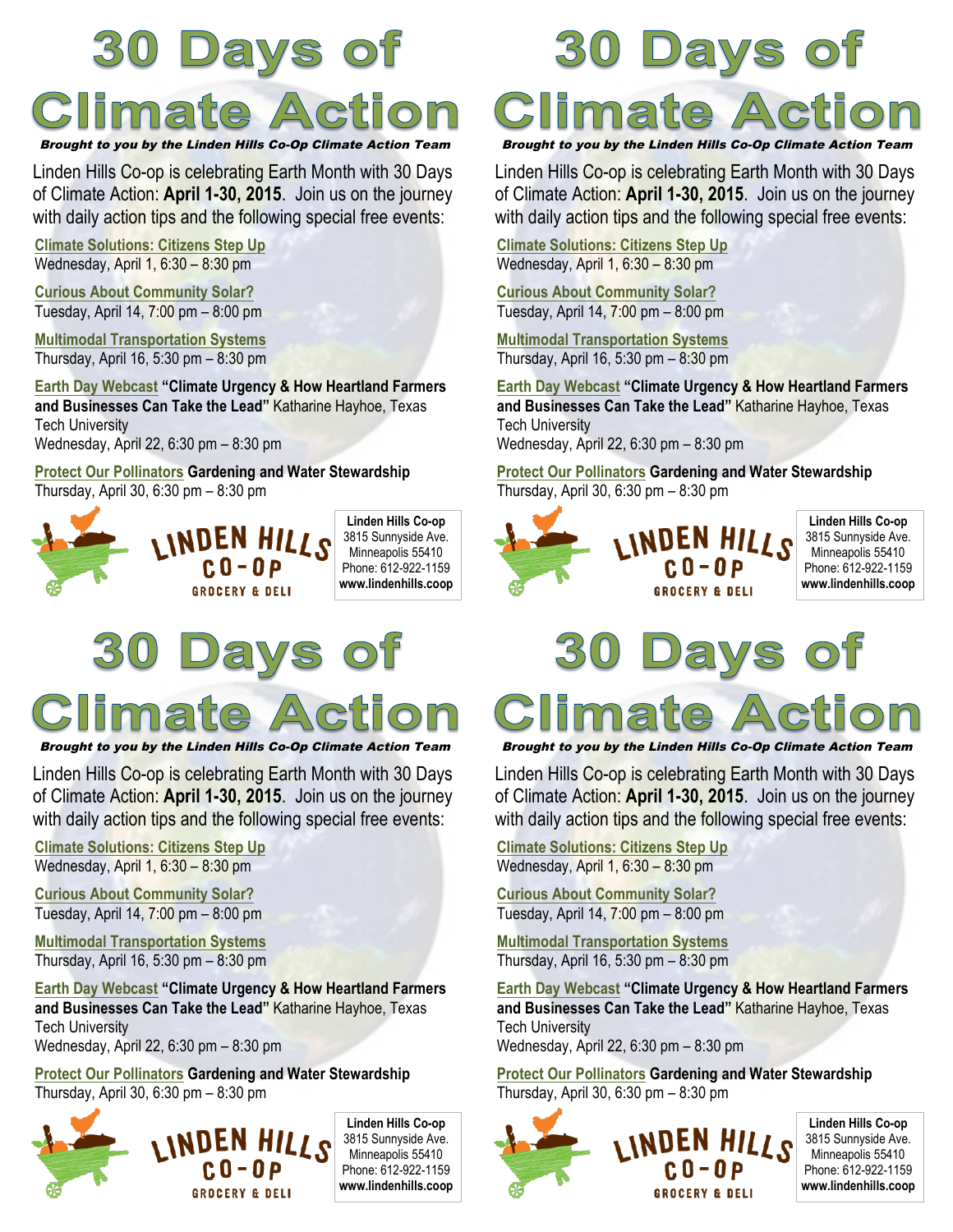# 30 Days of Climate Action

*Brought to you by the Linden Hills Co-Op Climate Action Team*

Linden Hills Co-op is celebrating Earth Month with 30 Days of Climate Action: **April 1-30, 2015**. Join us on the journey with daily action tips and the following special free events:

**Climate Solutions: Citizens Step Up**
Wednesday, April 1, 6:30 – 8:30 pm

**Curious About Community Solar?**
Tuesday, April 14, 7:00 pm – 8:00 pm

**Multimodal Transportation Systems**
Thursday, April 16, 5:30 pm – 8:30 pm

**Earth Day Webcast** **"Climate Urgency & How Heartland Farmers and Businesses Can Take the Lead"** Katharine Hayhoe, Texas Tech University
Wednesday, April 22, 6:30 pm – 8:30 pm

**Protect Our Pollinators** **Gardening and Water Stewardship**
Thursday, April 30, 6:30 pm – 8:30 pm

LINDEN HILLS CO-OP
GROCERY & DELI

**Linden Hills Co-op**
3815 Sunnyside Ave.
Minneapolis 55410
Phone: 612-922-1159
**www.lindenhills.coop**

---

# 30 Days of Climate Action

*Brought to you by the Linden Hills Co-Op Climate Action Team*

Linden Hills Co-op is celebrating Earth Month with 30 Days of Climate Action: **April 1-30, 2015**. Join us on the journey with daily action tips and the following special free events:

**Climate Solutions: Citizens Step Up**
Wednesday, April 1, 6:30 – 8:30 pm

**Curious About Community Solar?**
Tuesday, April 14, 7:00 pm – 8:00 pm

**Multimodal Transportation Systems**
Thursday, April 16, 5:30 pm – 8:30 pm

**Earth Day Webcast** **"Climate Urgency & How Heartland Farmers and Businesses Can Take the Lead"** Katharine Hayhoe, Texas Tech University
Wednesday, April 22, 6:30 pm – 8:30 pm

**Protect Our Pollinators** **Gardening and Water Stewardship**
Thursday, April 30, 6:30 pm – 8:30 pm

LINDEN HILLS CO-OP
GROCERY & DELI

**Linden Hills Co-op**
3815 Sunnyside Ave.
Minneapolis 55410
Phone: 612-922-1159
**www.lindenhills.coop**

---

# 30 Days of Climate Action

*Brought to you by the Linden Hills Co-Op Climate Action Team*

Linden Hills Co-op is celebrating Earth Month with 30 Days of Climate Action: **April 1-30, 2015**. Join us on the journey with daily action tips and the following special free events:

**Climate Solutions: Citizens Step Up**
Wednesday, April 1, 6:30 – 8:30 pm

**Curious About Community Solar?**
Tuesday, April 14, 7:00 pm – 8:00 pm

**Multimodal Transportation Systems**
Thursday, April 16, 5:30 pm – 8:30 pm

**Earth Day Webcast** **"Climate Urgency & How Heartland Farmers and Businesses Can Take the Lead"** Katharine Hayhoe, Texas Tech University
Wednesday, April 22, 6:30 pm – 8:30 pm

**Protect Our Pollinators** **Gardening and Water Stewardship**
Thursday, April 30, 6:30 pm – 8:30 pm

LINDEN HILLS CO-OP
GROCERY & DELI

**Linden Hills Co-op**
3815 Sunnyside Ave.
Minneapolis 55410
Phone: 612-922-1159
**www.lindenhills.coop**

---

# 30 Days of Climate Action

*Brought to you by the Linden Hills Co-Op Climate Action Team*

Linden Hills Co-op is celebrating Earth Month with 30 Days of Climate Action: **April 1-30, 2015**. Join us on the journey with daily action tips and the following special free events:

**Climate Solutions: Citizens Step Up**
Wednesday, April 1, 6:30 – 8:30 pm

**Curious About Community Solar?**
Tuesday, April 14, 7:00 pm – 8:00 pm

**Multimodal Transportation Systems**
Thursday, April 16, 5:30 pm – 8:30 pm

**Earth Day Webcast** **"Climate Urgency & How Heartland Farmers and Businesses Can Take the Lead"** Katharine Hayhoe, Texas Tech University
Wednesday, April 22, 6:30 pm – 8:30 pm

**Protect Our Pollinators** **Gardening and Water Stewardship**
Thursday, April 30, 6:30 pm – 8:30 pm

LINDEN HILLS CO-OP
GROCERY & DELI

**Linden Hills Co-op**
3815 Sunnyside Ave.
Minneapolis 55410
Phone: 612-922-1159
**www.lindenhills.coop**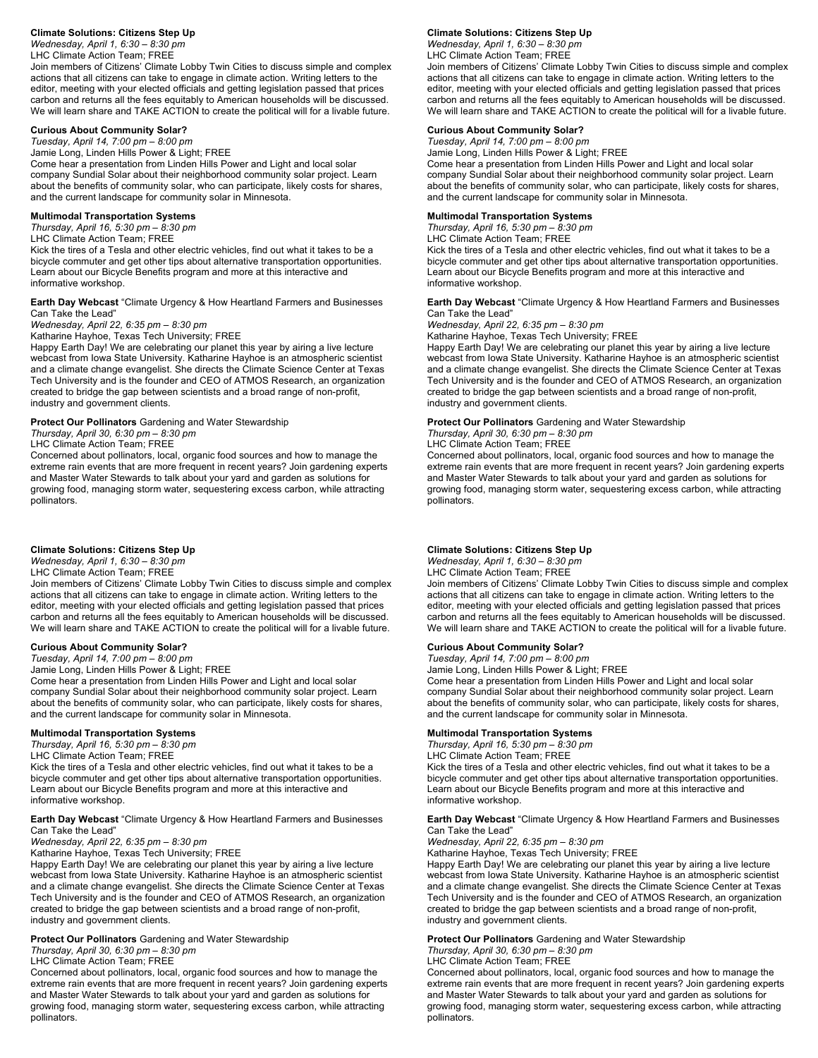**Climate Solutions: Citizens Step Up**
*Wednesday, April 1, 6:30 – 8:30 pm*
LHC Climate Action Team; FREE
Join members of Citizens' Climate Lobby Twin Cities to discuss simple and complex actions that all citizens can take to engage in climate action. Writing letters to the editor, meeting with your elected officials and getting legislation passed that prices carbon and returns all the fees equitably to American households will be discussed. We will learn share and TAKE ACTION to create the political will for a livable future.

**Curious About Community Solar?**
*Tuesday, April 14, 7:00 pm – 8:00 pm*
Jamie Long, Linden Hills Power & Light; FREE
Come hear a presentation from Linden Hills Power and Light and local solar company Sundial Solar about their neighborhood community solar project. Learn about the benefits of community solar, who can participate, likely costs for shares, and the current landscape for community solar in Minnesota.

**Multimodal Transportation Systems**
*Thursday, April 16, 5:30 pm – 8:30 pm*
LHC Climate Action Team; FREE
Kick the tires of a Tesla and other electric vehicles, find out what it takes to be a bicycle commuter and get other tips about alternative transportation opportunities. Learn about our Bicycle Benefits program and more at this interactive and informative workshop.

**Earth Day Webcast** "Climate Urgency & How Heartland Farmers and Businesses Can Take the Lead"
*Wednesday, April 22, 6:35 pm – 8:30 pm*
Katharine Hayhoe, Texas Tech University; FREE
Happy Earth Day! We are celebrating our planet this year by airing a live lecture webcast from Iowa State University. Katharine Hayhoe is an atmospheric scientist and a climate change evangelist. She directs the Climate Science Center at Texas Tech University and is the founder and CEO of ATMOS Research, an organization created to bridge the gap between scientists and a broad range of non-profit, industry and government clients.

**Protect Our Pollinators** Gardening and Water Stewardship
*Thursday, April 30, 6:30 pm – 8:30 pm*
LHC Climate Action Team; FREE
Concerned about pollinators, local, organic food sources and how to manage the extreme rain events that are more frequent in recent years? Join gardening experts and Master Water Stewards to talk about your yard and garden as solutions for growing food, managing storm water, sequestering excess carbon, while attracting pollinators.

**Climate Solutions: Citizens Step Up**
*Wednesday, April 1, 6:30 – 8:30 pm*
LHC Climate Action Team; FREE
Join members of Citizens' Climate Lobby Twin Cities to discuss simple and complex actions that all citizens can take to engage in climate action. Writing letters to the editor, meeting with your elected officials and getting legislation passed that prices carbon and returns all the fees equitably to American households will be discussed. We will learn share and TAKE ACTION to create the political will for a livable future.

**Curious About Community Solar?**
*Tuesday, April 14, 7:00 pm – 8:00 pm*
Jamie Long, Linden Hills Power & Light; FREE
Come hear a presentation from Linden Hills Power and Light and local solar company Sundial Solar about their neighborhood community solar project. Learn about the benefits of community solar, who can participate, likely costs for shares, and the current landscape for community solar in Minnesota.

**Multimodal Transportation Systems**
*Thursday, April 16, 5:30 pm – 8:30 pm*
LHC Climate Action Team; FREE
Kick the tires of a Tesla and other electric vehicles, find out what it takes to be a bicycle commuter and get other tips about alternative transportation opportunities. Learn about our Bicycle Benefits program and more at this interactive and informative workshop.

**Earth Day Webcast** "Climate Urgency & How Heartland Farmers and Businesses Can Take the Lead"
*Wednesday, April 22, 6:35 pm – 8:30 pm*
Katharine Hayhoe, Texas Tech University; FREE
Happy Earth Day! We are celebrating our planet this year by airing a live lecture webcast from Iowa State University. Katharine Hayhoe is an atmospheric scientist and a climate change evangelist. She directs the Climate Science Center at Texas Tech University and is the founder and CEO of ATMOS Research, an organization created to bridge the gap between scientists and a broad range of non-profit, industry and government clients.

**Protect Our Pollinators** Gardening and Water Stewardship
*Thursday, April 30, 6:30 pm – 8:30 pm*
LHC Climate Action Team; FREE
Concerned about pollinators, local, organic food sources and how to manage the extreme rain events that are more frequent in recent years? Join gardening experts and Master Water Stewards to talk about your yard and garden as solutions for growing food, managing storm water, sequestering excess carbon, while attracting pollinators.

**Climate Solutions: Citizens Step Up**
*Wednesday, April 1, 6:30 – 8:30 pm*
LHC Climate Action Team; FREE
Join members of Citizens' Climate Lobby Twin Cities to discuss simple and complex actions that all citizens can take to engage in climate action. Writing letters to the editor, meeting with your elected officials and getting legislation passed that prices carbon and returns all the fees equitably to American households will be discussed. We will learn share and TAKE ACTION to create the political will for a livable future.

**Curious About Community Solar?**
*Tuesday, April 14, 7:00 pm – 8:00 pm*
Jamie Long, Linden Hills Power & Light; FREE
Come hear a presentation from Linden Hills Power and Light and local solar company Sundial Solar about their neighborhood community solar project. Learn about the benefits of community solar, who can participate, likely costs for shares, and the current landscape for community solar in Minnesota.

**Multimodal Transportation Systems**
*Thursday, April 16, 5:30 pm – 8:30 pm*
LHC Climate Action Team; FREE
Kick the tires of a Tesla and other electric vehicles, find out what it takes to be a bicycle commuter and get other tips about alternative transportation opportunities. Learn about our Bicycle Benefits program and more at this interactive and informative workshop.

**Earth Day Webcast** "Climate Urgency & How Heartland Farmers and Businesses Can Take the Lead"
*Wednesday, April 22, 6:35 pm – 8:30 pm*
Katharine Hayhoe, Texas Tech University; FREE
Happy Earth Day! We are celebrating our planet this year by airing a live lecture webcast from Iowa State University. Katharine Hayhoe is an atmospheric scientist and a climate change evangelist. She directs the Climate Science Center at Texas Tech University and is the founder and CEO of ATMOS Research, an organization created to bridge the gap between scientists and a broad range of non-profit, industry and government clients.

**Protect Our Pollinators** Gardening and Water Stewardship
*Thursday, April 30, 6:30 pm – 8:30 pm*
LHC Climate Action Team; FREE
Concerned about pollinators, local, organic food sources and how to manage the extreme rain events that are more frequent in recent years? Join gardening experts and Master Water Stewards to talk about your yard and garden as solutions for growing food, managing storm water, sequestering excess carbon, while attracting pollinators.

**Climate Solutions: Citizens Step Up**
*Wednesday, April 1, 6:30 – 8:30 pm*
LHC Climate Action Team; FREE
Join members of Citizens' Climate Lobby Twin Cities to discuss simple and complex actions that all citizens can take to engage in climate action. Writing letters to the editor, meeting with your elected officials and getting legislation passed that prices carbon and returns all the fees equitably to American households will be discussed. We will learn share and TAKE ACTION to create the political will for a livable future.

**Curious About Community Solar?**
*Tuesday, April 14, 7:00 pm – 8:00 pm*
Jamie Long, Linden Hills Power & Light; FREE
Come hear a presentation from Linden Hills Power and Light and local solar company Sundial Solar about their neighborhood community solar project. Learn about the benefits of community solar, who can participate, likely costs for shares, and the current landscape for community solar in Minnesota.

**Multimodal Transportation Systems**
*Thursday, April 16, 5:30 pm – 8:30 pm*
LHC Climate Action Team; FREE
Kick the tires of a Tesla and other electric vehicles, find out what it takes to be a bicycle commuter and get other tips about alternative transportation opportunities. Learn about our Bicycle Benefits program and more at this interactive and informative workshop.

**Earth Day Webcast** "Climate Urgency & How Heartland Farmers and Businesses Can Take the Lead"
*Wednesday, April 22, 6:35 pm – 8:30 pm*
Katharine Hayhoe, Texas Tech University; FREE
Happy Earth Day! We are celebrating our planet this year by airing a live lecture webcast from Iowa State University. Katharine Hayhoe is an atmospheric scientist and a climate change evangelist. She directs the Climate Science Center at Texas Tech University and is the founder and CEO of ATMOS Research, an organization created to bridge the gap between scientists and a broad range of non-profit, industry and government clients.

**Protect Our Pollinators** Gardening and Water Stewardship
*Thursday, April 30, 6:30 pm – 8:30 pm*
LHC Climate Action Team; FREE
Concerned about pollinators, local, organic food sources and how to manage the extreme rain events that are more frequent in recent years? Join gardening experts and Master Water Stewards to talk about your yard and garden as solutions for growing food, managing storm water, sequestering excess carbon, while attracting pollinators.